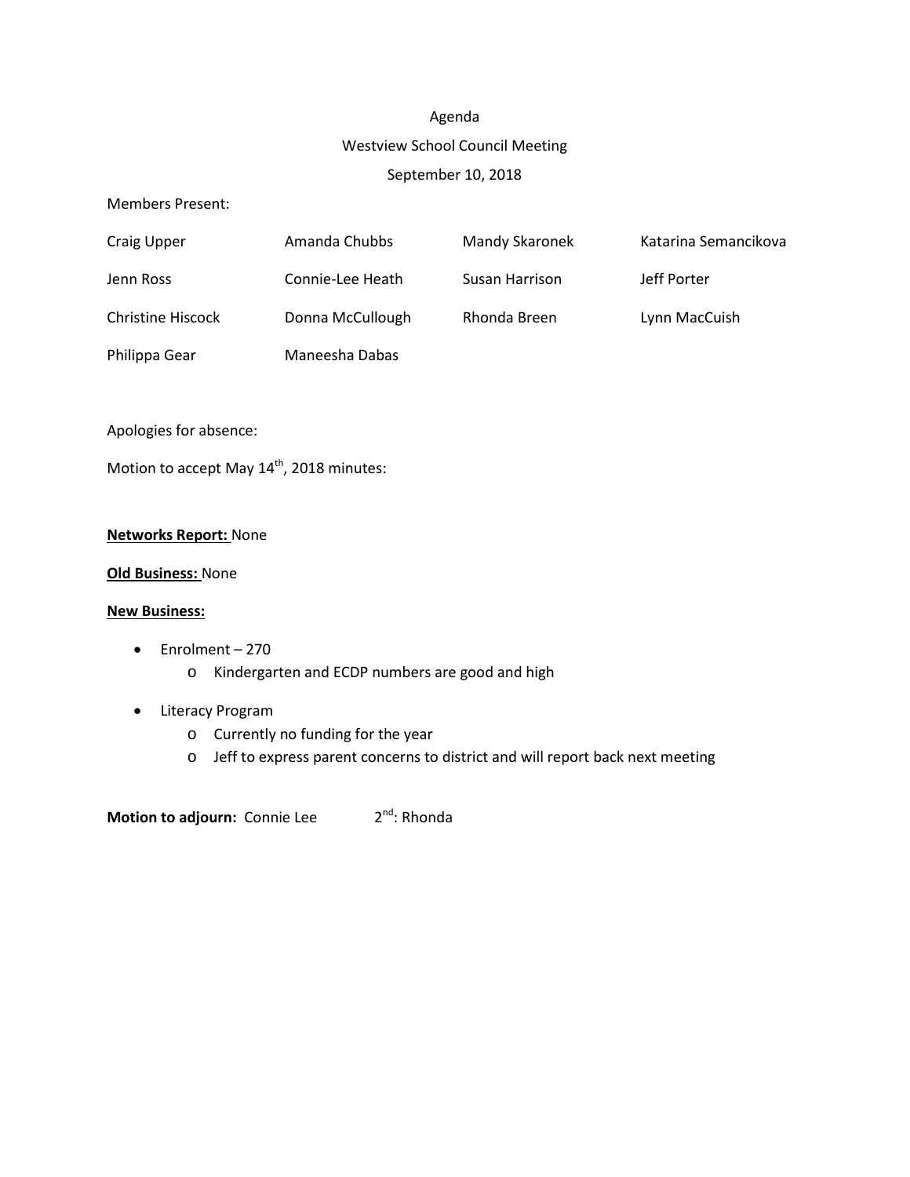Agenda

Westview School Council Meeting

September 10, 2018

Members Present:

| | | | |
|---|---|---|---|
| Craig Upper | Amanda Chubbs | Mandy Skaronek | Katarina Semancikova |
| Jenn Ross | Connie-Lee Heath | Susan Harrison | Jeff Porter |
| Christine Hiscock | Donna McCullough | Rhonda Breen | Lynn MacCuish |
| Philippa Gear | Maneesha Dabas | | |

Apologies for absence:

Motion to accept May 14th, 2018 minutes:

**Networks Report:** None

**Old Business:** None

**New Business:**

- Enrolment – 270
  - Kindergarten and ECDP numbers are good and high
- Literacy Program
  - Currently no funding for the year
  - Jeff to express parent concerns to district and will report back next meeting

**Motion to adjourn:** Connie Lee 2nd: Rhonda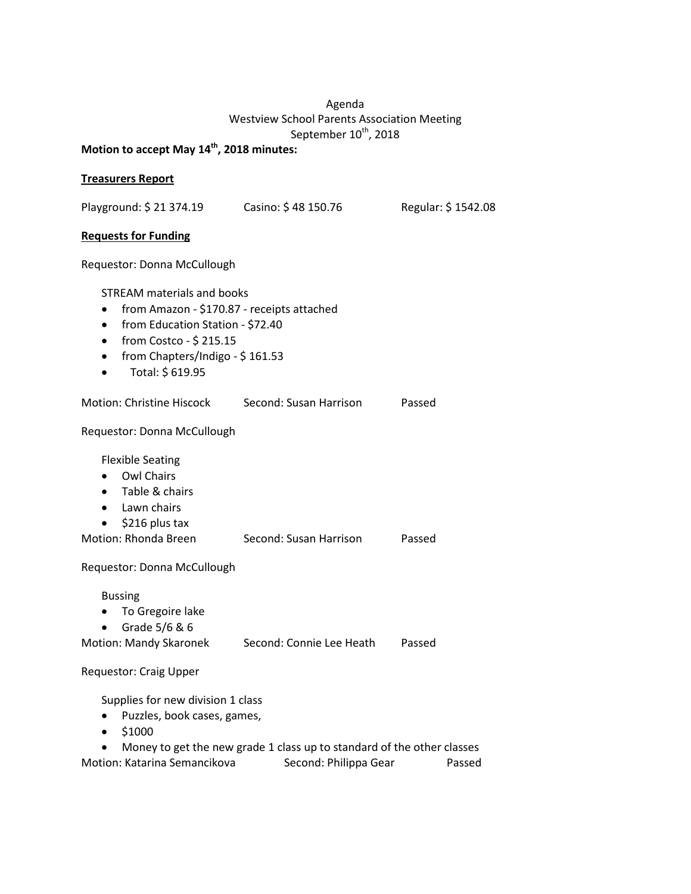Agenda

Westview School Parents Association Meeting

September 10th, 2018

**Motion to accept May 14th, 2018 minutes:**

**Treasurers Report**

Playground: $ 21 374.19 Casino: $ 48 150.76 Regular: $ 1542.08

**Requests for Funding**

Requestor: Donna McCullough

STREAM materials and books

- from Amazon - $170.87 - receipts attached
- from Education Station - $72.40
- from Costco - $ 215.15
- from Chapters/Indigo - $ 161.53
- Total: $ 619.95

Motion: Christine Hiscock Second: Susan Harrison Passed

Requestor: Donna McCullough

Flexible Seating

- Owl Chairs
- Table & chairs
- Lawn chairs
- $216 plus tax

Motion: Rhonda Breen Second: Susan Harrison Passed

Requestor: Donna McCullough

Bussing

- To Gregoire lake
- Grade 5/6 & 6

Motion: Mandy Skaronek Second: Connie Lee Heath Passed

Requestor: Craig Upper

Supplies for new division 1 class

- Puzzles, book cases, games,
- $1000
- Money to get the new grade 1 class up to standard of the other classes

Motion: Katarina Semancikova Second: Philippa Gear Passed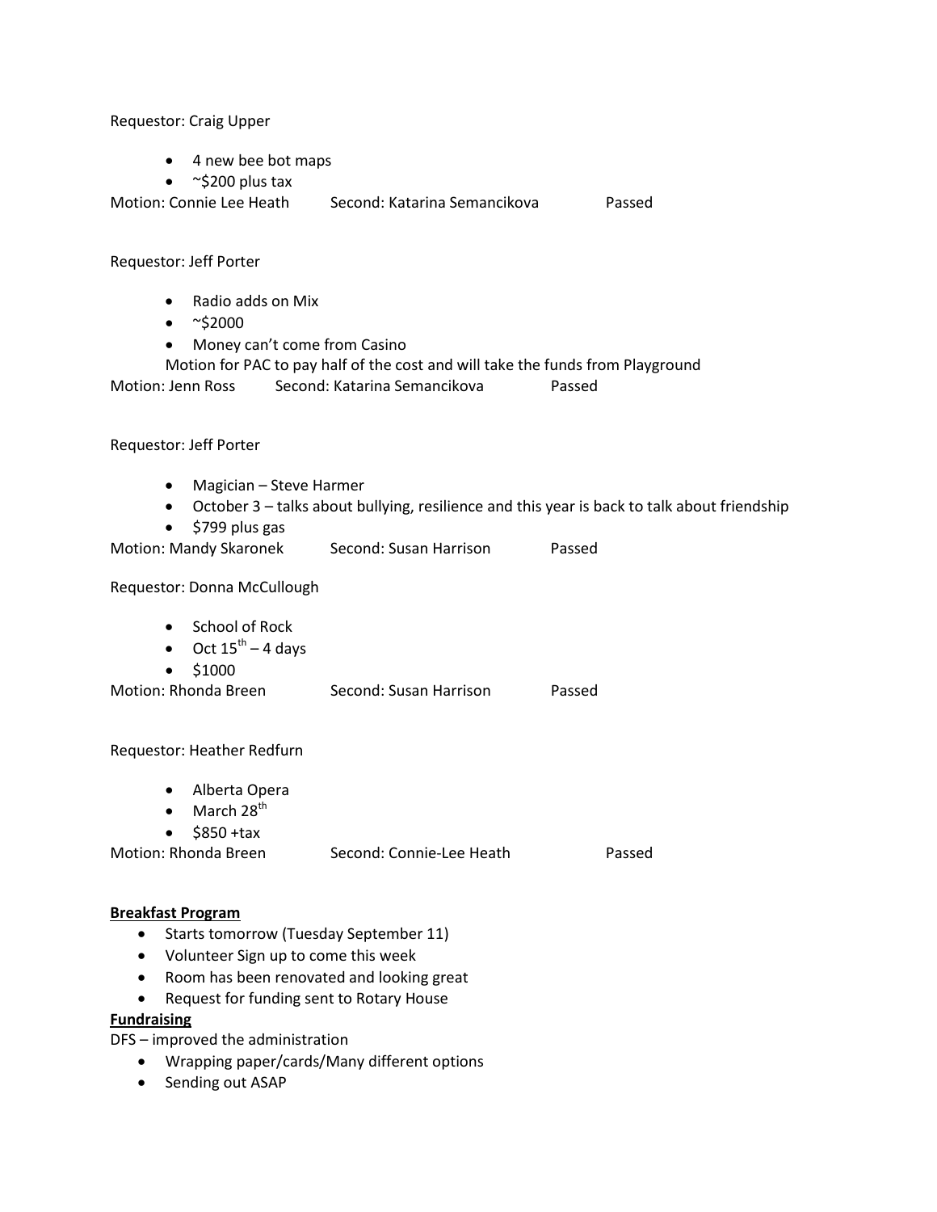Requestor: Craig Upper

- 4 new bee bot maps
- ~$200 plus tax

Motion: Connie Lee Heath Second: Katarina Semancikova Passed

Requestor: Jeff Porter

- Radio adds on Mix
- ~$2000
- Money can't come from Casino

Motion for PAC to pay half of the cost and will take the funds from Playground

Motion: Jenn Ross Second: Katarina Semancikova Passed

Requestor: Jeff Porter

- Magician – Steve Harmer
- October 3 – talks about bullying, resilience and this year is back to talk about friendship
- $799 plus gas

Motion: Mandy Skaronek Second: Susan Harrison Passed

Requestor: Donna McCullough

- School of Rock
- Oct 15th – 4 days
- $1000

Motion: Rhonda Breen Second: Susan Harrison Passed

Requestor: Heather Redfurn

- Alberta Opera
- March 28th
- $850 +tax

Motion: Rhonda Breen Second: Connie-Lee Heath Passed

**Breakfast Program**

- Starts tomorrow (Tuesday September 11)
- Volunteer Sign up to come this week
- Room has been renovated and looking great
- Request for funding sent to Rotary House

**Fundraising**

DFS – improved the administration

- Wrapping paper/cards/Many different options
- Sending out ASAP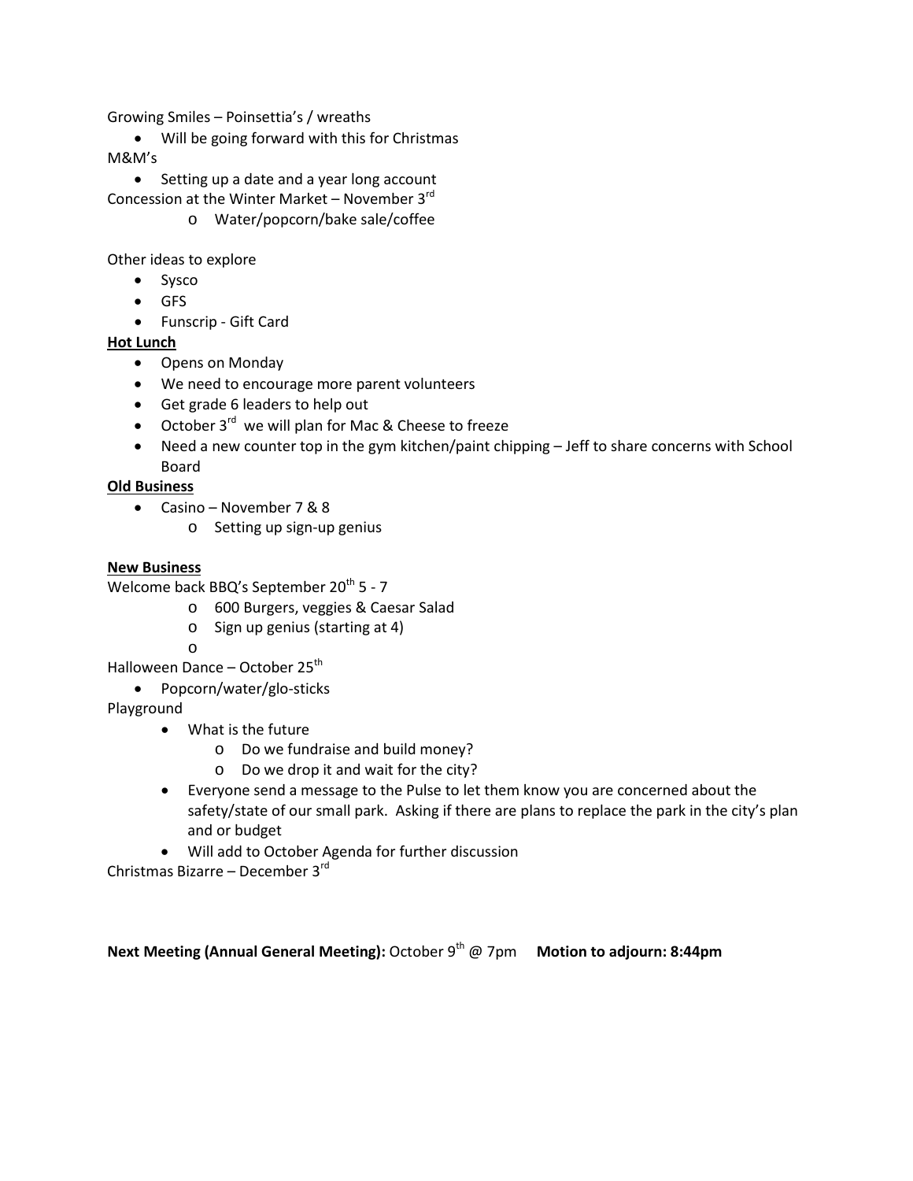Growing Smiles – Poinsettia's / wreaths

- Will be going forward with this for Christmas

M&M's

- Setting up a date and a year long account

Concession at the Winter Market – November 3rd

  - Water/popcorn/bake sale/coffee

Other ideas to explore

- Sysco
- GFS
- Funscrip - Gift Card

**Hot Lunch**

- Opens on Monday
- We need to encourage more parent volunteers
- Get grade 6 leaders to help out
- October 3rd we will plan for Mac & Cheese to freeze
- Need a new counter top in the gym kitchen/paint chipping – Jeff to share concerns with School Board

**Old Business**

- Casino – November 7 & 8
  - Setting up sign-up genius

**New Business**

Welcome back BBQ's September 20th 5 - 7

  - 600 Burgers, veggies & Caesar Salad
  - Sign up genius (starting at 4)

Halloween Dance – October 25th

- Popcorn/water/glo-sticks

Playground

- What is the future
  - Do we fundraise and build money?
  - Do we drop it and wait for the city?
- Everyone send a message to the Pulse to let them know you are concerned about the safety/state of our small park. Asking if there are plans to replace the park in the city's plan and or budget
- Will add to October Agenda for further discussion

Christmas Bizarre – December 3rd

**Next Meeting (Annual General Meeting):** October 9th @ 7pm **Motion to adjourn: 8:44pm**